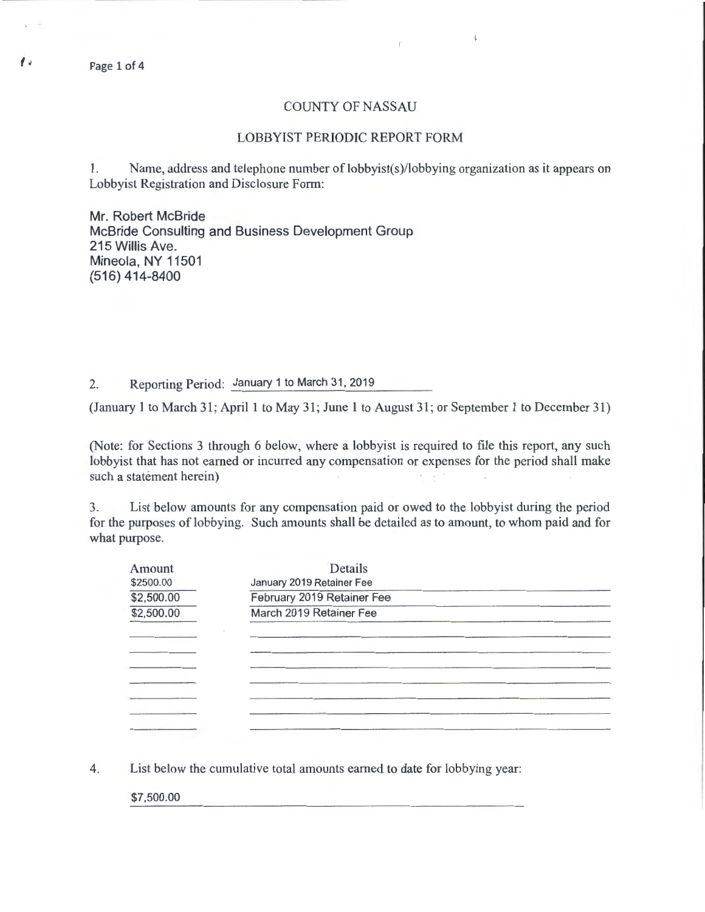# COUNTY OF NASSAU

## LOBBYIST PERIODIC REPORT FORM

1. Name, address and telephone number of lobbyist(s)/lobbying organization as it appears on Lobbyist Registration and Disclosure Form:

Mr. Robert McBride
McBride Consulting and Business Development Group
215 Willis Ave.
Mineola, NY 11501
(516) 414-8400

2. Reporting Period: January 1 to March 31, 2019

(January 1 to March 31; April 1 to May 31; June 1 to August 31; or September 1 to December 31)

(Note: for Sections 3 through 6 below, where a lobbyist is required to file this report, any such lobbyist that has not earned or incurred any compensation or expenses for the period shall make such a statement herein)

3. List below amounts for any compensation paid or owed to the lobbyist during the period for the purposes of lobbying. Such amounts shall be detailed as to amount, to whom paid and for what purpose.

| Amount | Details |
|---|---|
| $2500.00 | January 2019 Retainer Fee |
| $2,500.00 | February 2019 Retainer Fee |
| $2,500.00 | March 2019 Retainer Fee |

4. List below the cumulative total amounts earned to date for lobbying year:

$7,500.00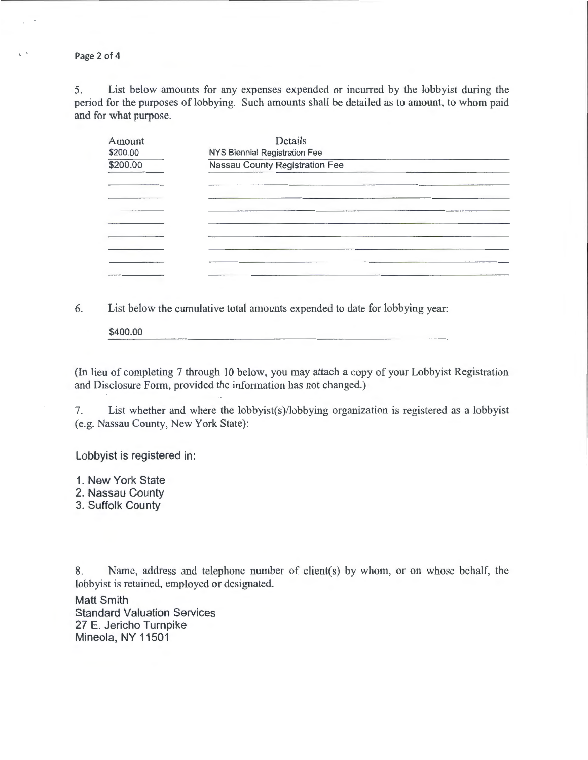5. List below amounts for any expenses expended or incurred by the lobbyist during the period for the purposes of lobbying. Such amounts shall be detailed as to amount, to whom paid and for what purpose.

| Amount | Details |
|---|---|
| $200.00 | NYS Biennial Registration Fee |
| $200.00 | Nassau County Registration Fee |
| | |
| | |
| | |
| | |
| | |
| | |
| | |
| | |

6. List below the cumulative total amounts expended to date for lobbying year:

$400.00

(In lieu of completing 7 through 10 below, you may attach a copy of your Lobbyist Registration and Disclosure Form, provided the information has not changed.)

7. List whether and where the lobbyist(s)/lobbying organization is registered as a lobbyist (e.g. Nassau County, New York State):

Lobbyist is registered in:

1. New York State
2. Nassau County
3. Suffolk County

8. Name, address and telephone number of client(s) by whom, or on whose behalf, the lobbyist is retained, employed or designated.

Matt Smith
Standard Valuation Services
27 E. Jericho Turnpike
Mineola, NY 11501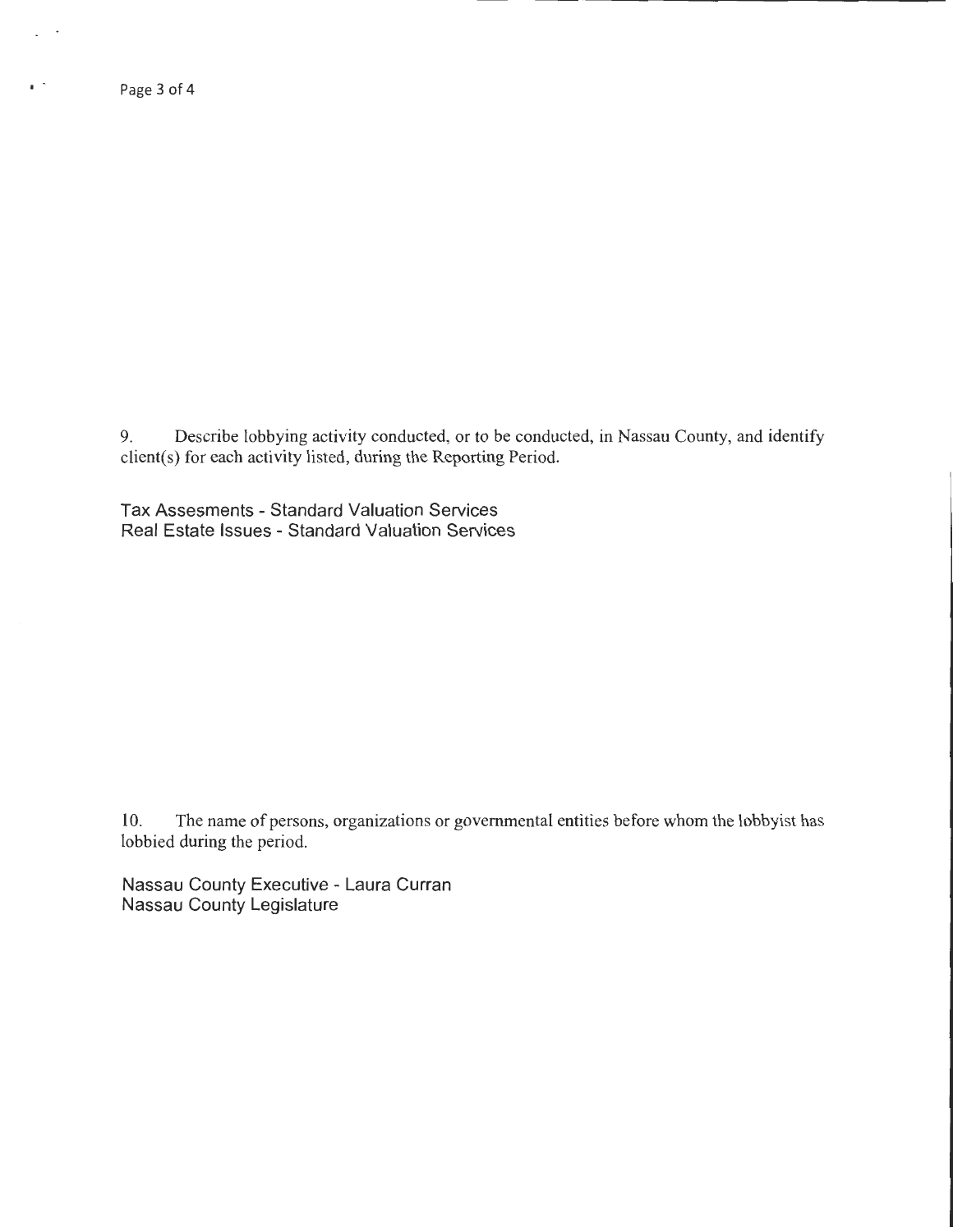9. Describe lobbying activity conducted, or to be conducted, in Nassau County, and identify client(s) for each activity listed, during the Reporting Period.

Tax Assesments - Standard Valuation Services
Real Estate Issues - Standard Valuation Services

10. The name of persons, organizations or governmental entities before whom the lobbyist has lobbied during the period.

Nassau County Executive - Laura Curran
Nassau County Legislature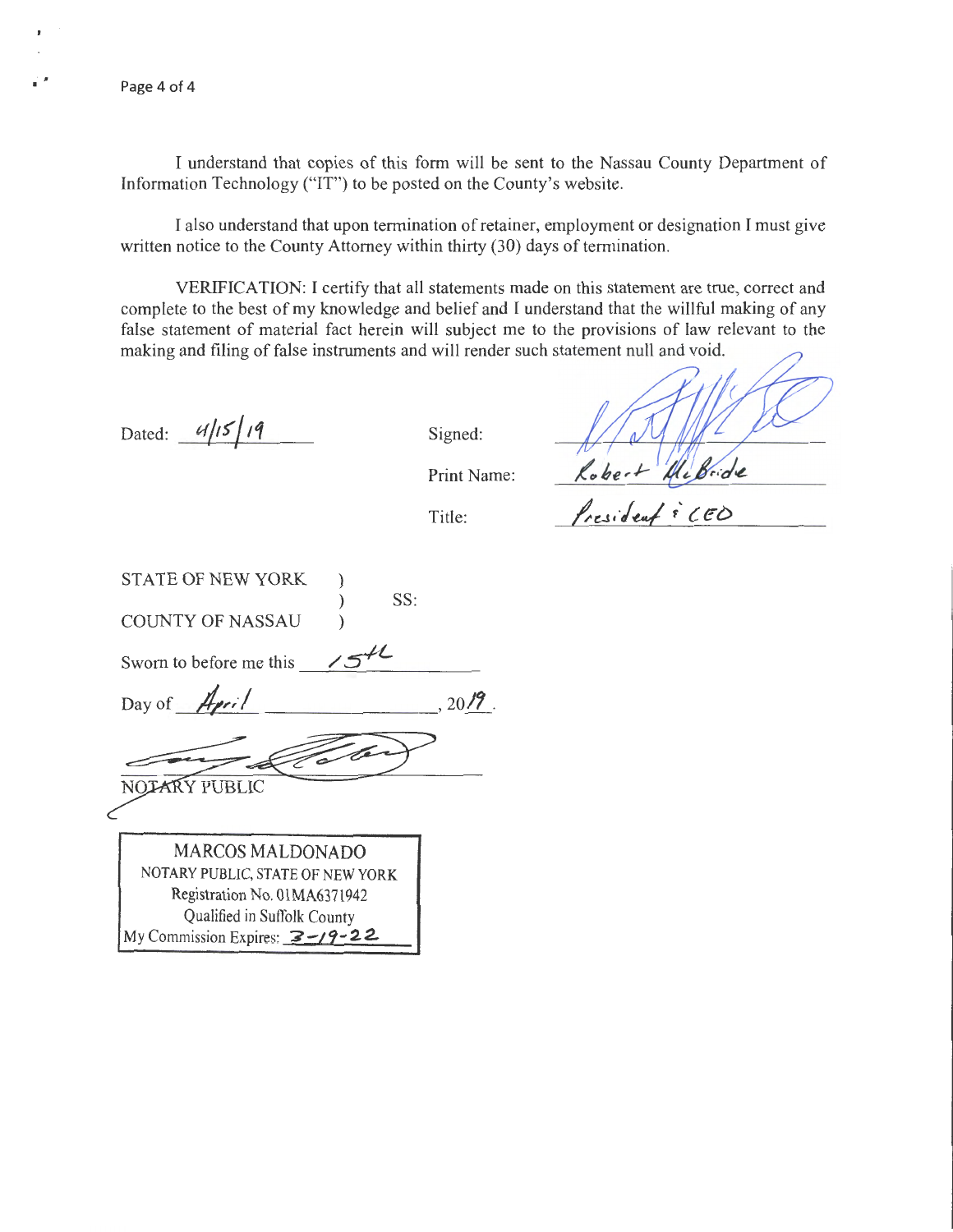I understand that copies of this form will be sent to the Nassau County Department of Information Technology ("IT") to be posted on the County's website.

I also understand that upon termination of retainer, employment or designation I must give written notice to the County Attorney within thirty (30) days of termination.

VERIFICATION: I certify that all statements made on this statement are true, correct and complete to the best of my knowledge and belief and I understand that the willful making of any false statement of material fact herein will subject me to the provisions of law relevant to the making and filing of false instruments and will render such statement null and void.

Dated: 4/15/19

Signed: ___________________

Print Name: Robert McBride

Title: President & CEO

STATE OF NEW YORK )
) SS:
COUNTY OF NASSAU )

Sworn to before me this 15th

Day of April, 2019.

___________________
NOTARY PUBLIC

MARCOS MALDONADO
NOTARY PUBLIC, STATE OF NEW YORK
Registration No. 01MA6371942
Qualified in Suffolk County
My Commission Expires: 3-19-22